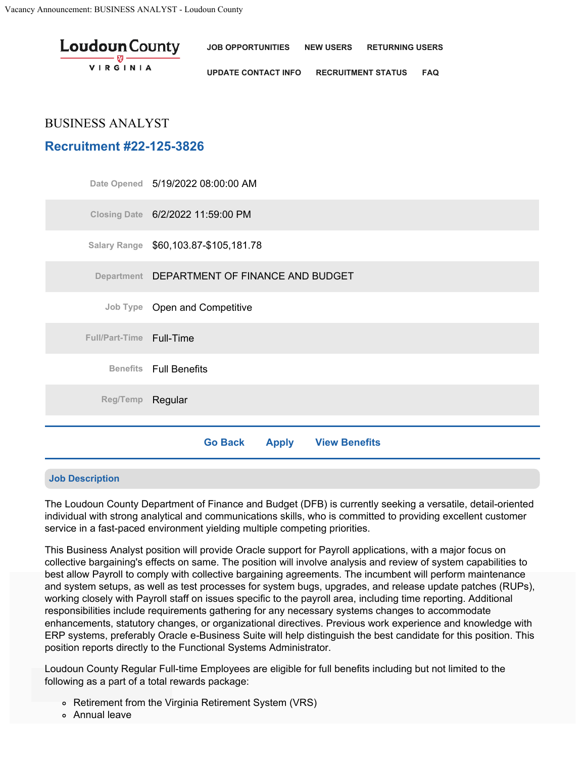# BUSINESS ANALYST

## Recruitment #22-125-3826

| | |
|---|---|
| Date Opened | 5/19/2022 08:00:00 AM |
| Closing Date | 6/2/2022 11:59:00 PM |
| Salary Range | $60,103.87-$105,181.78 |
| Department | DEPARTMENT OF FINANCE AND BUDGET |
| Job Type | Open and Competitive |
| Full/Part-Time | Full-Time |
| Benefits | Full Benefits |
| Reg/Temp | Regular |

Go Back Apply View Benefits

### Job Description

The Loudoun County Department of Finance and Budget (DFB) is currently seeking a versatile, detail-oriented individual with strong analytical and communications skills, who is committed to providing excellent customer service in a fast-paced environment yielding multiple competing priorities.

This Business Analyst position will provide Oracle support for Payroll applications, with a major focus on collective bargaining's effects on same. The position will involve analysis and review of system capabilities to best allow Payroll to comply with collective bargaining agreements. The incumbent will perform maintenance and system setups, as well as test processes for system bugs, upgrades, and release update patches (RUPs), working closely with Payroll staff on issues specific to the payroll area, including time reporting. Additional responsibilities include requirements gathering for any necessary systems changes to accommodate enhancements, statutory changes, or organizational directives. Previous work experience and knowledge with ERP systems, preferably Oracle e-Business Suite will help distinguish the best candidate for this position. This position reports directly to the Functional Systems Administrator.

Loudoun County Regular Full-time Employees are eligible for full benefits including but not limited to the following as a part of a total rewards package:

- Retirement from the Virginia Retirement System (VRS)
- Annual leave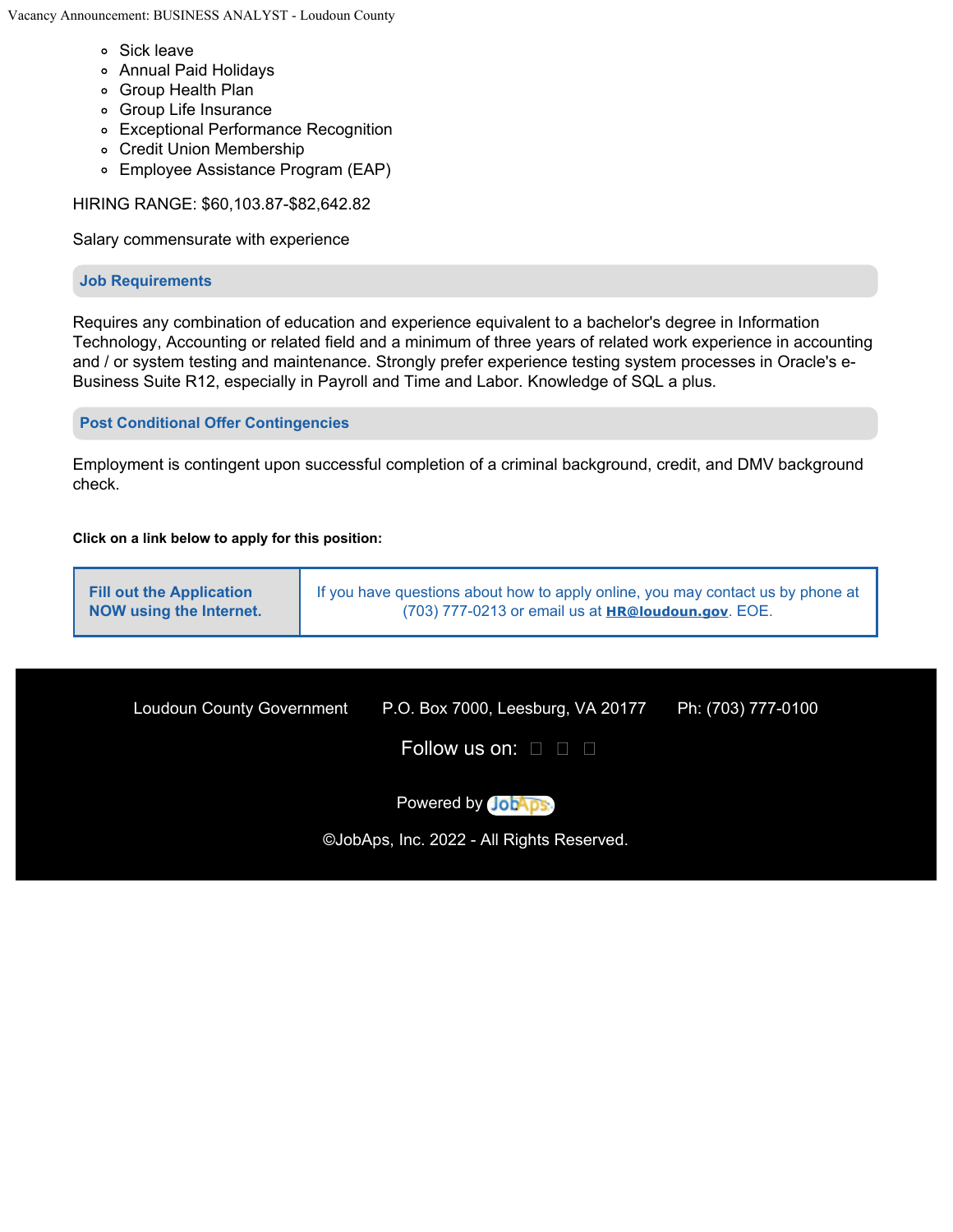- Sick leave
- Annual Paid Holidays
- Group Health Plan
- Group Life Insurance
- Exceptional Performance Recognition
- Credit Union Membership
- Employee Assistance Program (EAP)

HIRING RANGE: $60,103.87-$82,642.82

Salary commensurate with experience

## Job Requirements

Requires any combination of education and experience equivalent to a bachelor's degree in Information Technology, Accounting or related field and a minimum of three years of related work experience in accounting and / or system testing and maintenance. Strongly prefer experience testing system processes in Oracle's e-Business Suite R12, especially in Payroll and Time and Labor. Knowledge of SQL a plus.

## Post Conditional Offer Contingencies

Employment is contingent upon successful completion of a criminal background, credit, and DMV background check.

**Click on a link below to apply for this position:**

| | |
|---|---|
| **Fill out the Application NOW using the Internet.** | If you have questions about how to apply online, you may contact us by phone at (703) 777-0213 or email us at **HR@loudoun.gov**. EOE. |

Loudoun County Government P.O. Box 7000, Leesburg, VA 20177 Ph: (703) 777-0100

Follow us on:

Powered by JobAps

©JobAps, Inc. 2022 - All Rights Reserved.